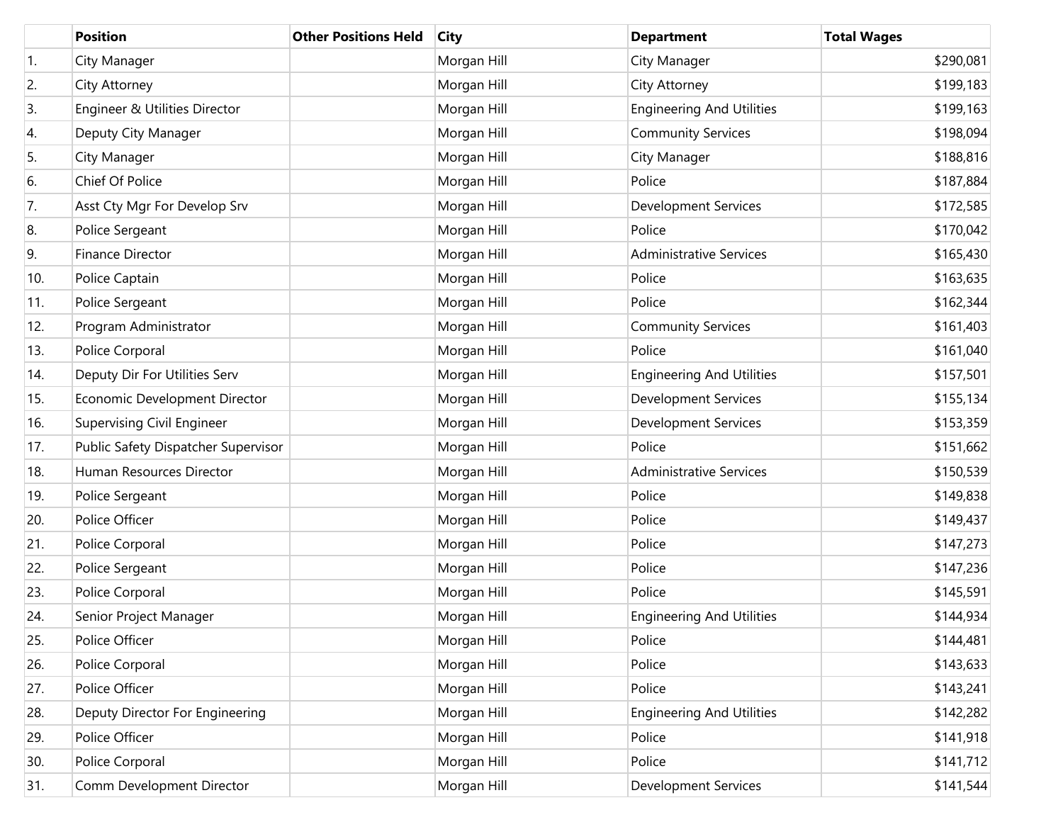| | Position | Other Positions Held | City | Department | Total Wages |
|---|---|---|---|---|---|
| 1. | City Manager | | Morgan Hill | City Manager | $290,081 |
| 2. | City Attorney | | Morgan Hill | City Attorney | $199,183 |
| 3. | Engineer & Utilities Director | | Morgan Hill | Engineering And Utilities | $199,163 |
| 4. | Deputy City Manager | | Morgan Hill | Community Services | $198,094 |
| 5. | City Manager | | Morgan Hill | City Manager | $188,816 |
| 6. | Chief Of Police | | Morgan Hill | Police | $187,884 |
| 7. | Asst Cty Mgr For Develop Srv | | Morgan Hill | Development Services | $172,585 |
| 8. | Police Sergeant | | Morgan Hill | Police | $170,042 |
| 9. | Finance Director | | Morgan Hill | Administrative Services | $165,430 |
| 10. | Police Captain | | Morgan Hill | Police | $163,635 |
| 11. | Police Sergeant | | Morgan Hill | Police | $162,344 |
| 12. | Program Administrator | | Morgan Hill | Community Services | $161,403 |
| 13. | Police Corporal | | Morgan Hill | Police | $161,040 |
| 14. | Deputy Dir For Utilities Serv | | Morgan Hill | Engineering And Utilities | $157,501 |
| 15. | Economic Development Director | | Morgan Hill | Development Services | $155,134 |
| 16. | Supervising Civil Engineer | | Morgan Hill | Development Services | $153,359 |
| 17. | Public Safety Dispatcher Supervisor | | Morgan Hill | Police | $151,662 |
| 18. | Human Resources Director | | Morgan Hill | Administrative Services | $150,539 |
| 19. | Police Sergeant | | Morgan Hill | Police | $149,838 |
| 20. | Police Officer | | Morgan Hill | Police | $149,437 |
| 21. | Police Corporal | | Morgan Hill | Police | $147,273 |
| 22. | Police Sergeant | | Morgan Hill | Police | $147,236 |
| 23. | Police Corporal | | Morgan Hill | Police | $145,591 |
| 24. | Senior Project Manager | | Morgan Hill | Engineering And Utilities | $144,934 |
| 25. | Police Officer | | Morgan Hill | Police | $144,481 |
| 26. | Police Corporal | | Morgan Hill | Police | $143,633 |
| 27. | Police Officer | | Morgan Hill | Police | $143,241 |
| 28. | Deputy Director For Engineering | | Morgan Hill | Engineering And Utilities | $142,282 |
| 29. | Police Officer | | Morgan Hill | Police | $141,918 |
| 30. | Police Corporal | | Morgan Hill | Police | $141,712 |
| 31. | Comm Development Director | | Morgan Hill | Development Services | $141,544 |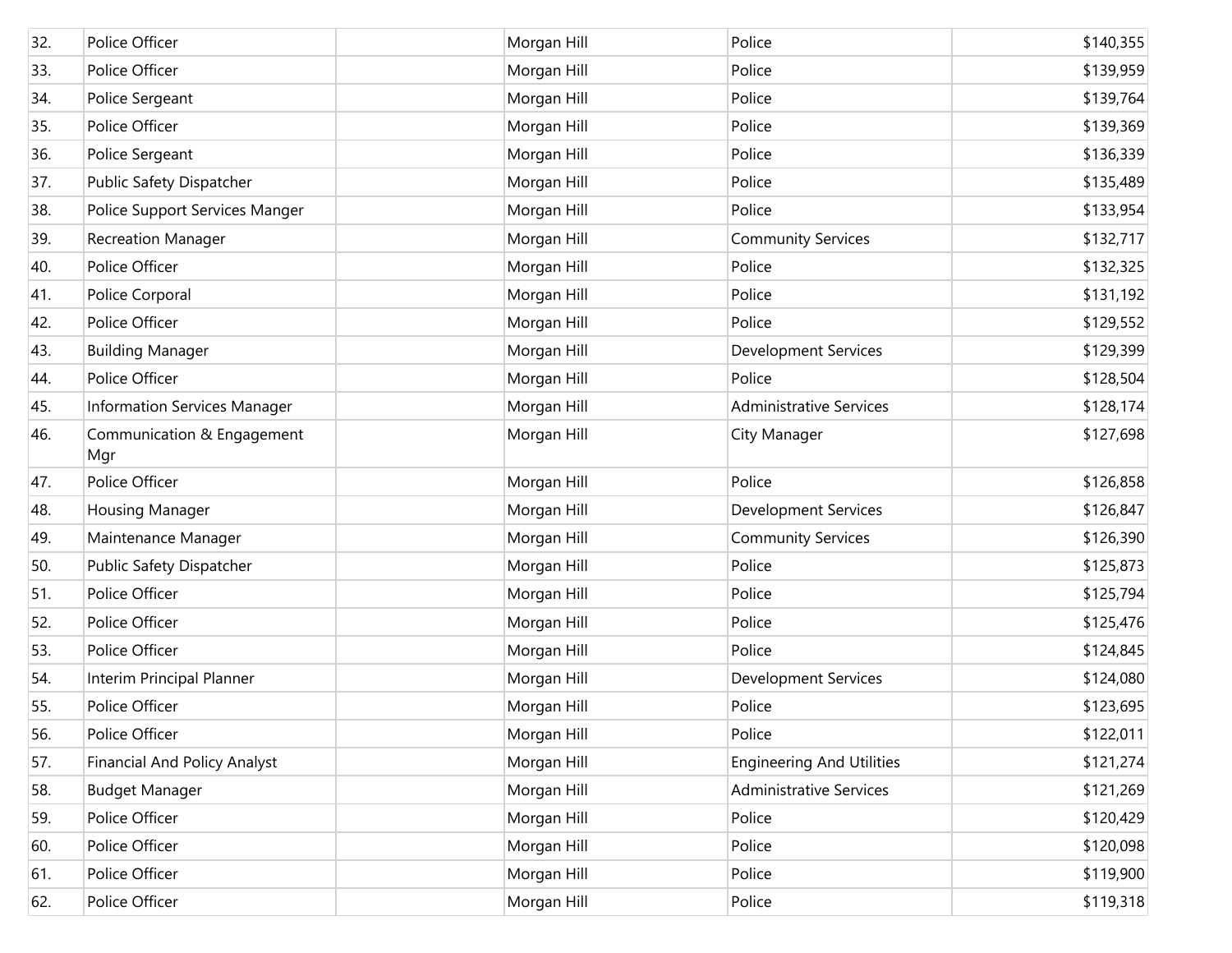| | | | | | |
|---|---|---|---|---|---|
| 32. | Police Officer | | Morgan Hill | Police | $140,355 |
| 33. | Police Officer | | Morgan Hill | Police | $139,959 |
| 34. | Police Sergeant | | Morgan Hill | Police | $139,764 |
| 35. | Police Officer | | Morgan Hill | Police | $139,369 |
| 36. | Police Sergeant | | Morgan Hill | Police | $136,339 |
| 37. | Public Safety Dispatcher | | Morgan Hill | Police | $135,489 |
| 38. | Police Support Services Manger | | Morgan Hill | Police | $133,954 |
| 39. | Recreation Manager | | Morgan Hill | Community Services | $132,717 |
| 40. | Police Officer | | Morgan Hill | Police | $132,325 |
| 41. | Police Corporal | | Morgan Hill | Police | $131,192 |
| 42. | Police Officer | | Morgan Hill | Police | $129,552 |
| 43. | Building Manager | | Morgan Hill | Development Services | $129,399 |
| 44. | Police Officer | | Morgan Hill | Police | $128,504 |
| 45. | Information Services Manager | | Morgan Hill | Administrative Services | $128,174 |
| 46. | Communication & Engagement Mgr | | Morgan Hill | City Manager | $127,698 |
| 47. | Police Officer | | Morgan Hill | Police | $126,858 |
| 48. | Housing Manager | | Morgan Hill | Development Services | $126,847 |
| 49. | Maintenance Manager | | Morgan Hill | Community Services | $126,390 |
| 50. | Public Safety Dispatcher | | Morgan Hill | Police | $125,873 |
| 51. | Police Officer | | Morgan Hill | Police | $125,794 |
| 52. | Police Officer | | Morgan Hill | Police | $125,476 |
| 53. | Police Officer | | Morgan Hill | Police | $124,845 |
| 54. | Interim Principal Planner | | Morgan Hill | Development Services | $124,080 |
| 55. | Police Officer | | Morgan Hill | Police | $123,695 |
| 56. | Police Officer | | Morgan Hill | Police | $122,011 |
| 57. | Financial And Policy Analyst | | Morgan Hill | Engineering And Utilities | $121,274 |
| 58. | Budget Manager | | Morgan Hill | Administrative Services | $121,269 |
| 59. | Police Officer | | Morgan Hill | Police | $120,429 |
| 60. | Police Officer | | Morgan Hill | Police | $120,098 |
| 61. | Police Officer | | Morgan Hill | Police | $119,900 |
| 62. | Police Officer | | Morgan Hill | Police | $119,318 |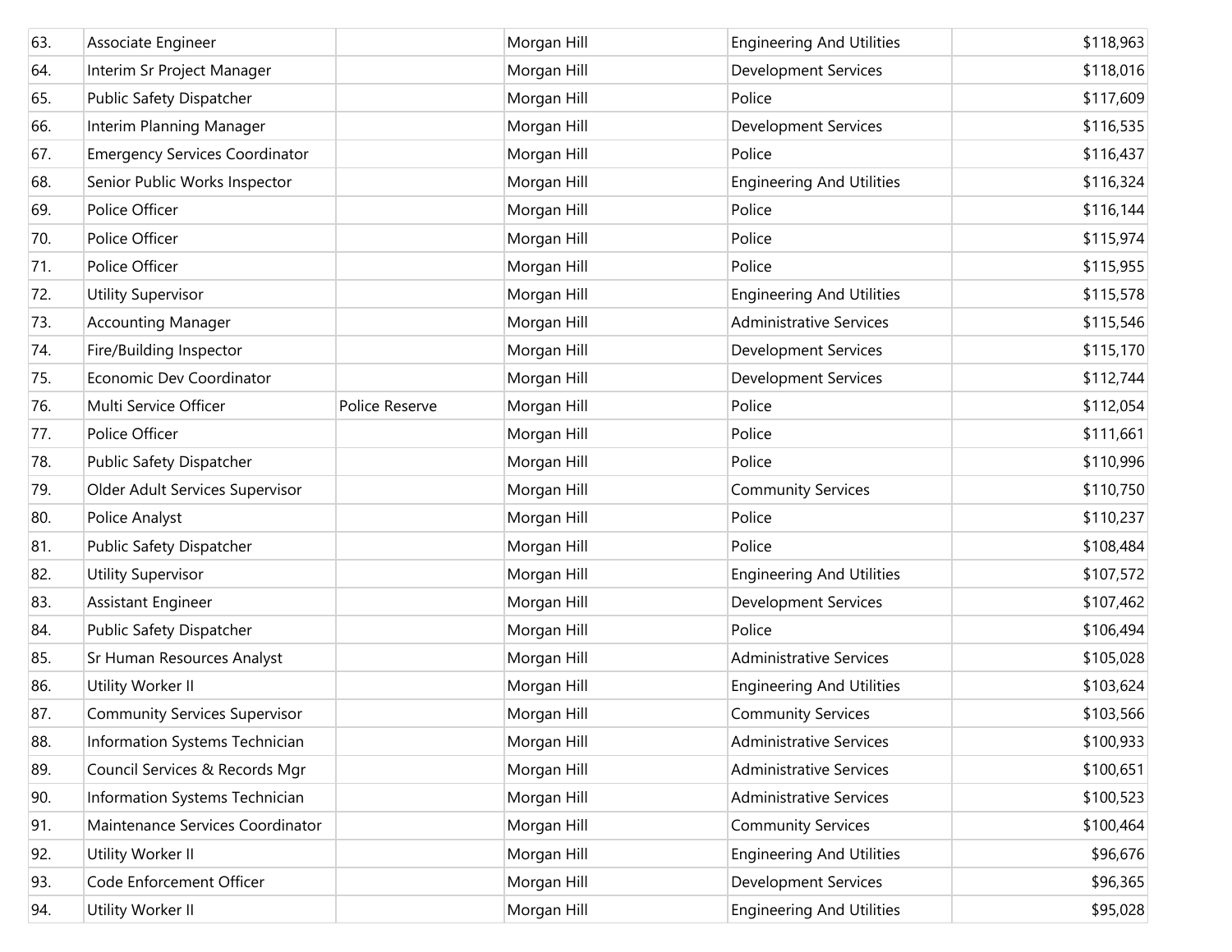| | | | | | |
|---|---|---|---|---|---|
| 63. | Associate Engineer | | Morgan Hill | Engineering And Utilities | $118,963 |
| 64. | Interim Sr Project Manager | | Morgan Hill | Development Services | $118,016 |
| 65. | Public Safety Dispatcher | | Morgan Hill | Police | $117,609 |
| 66. | Interim Planning Manager | | Morgan Hill | Development Services | $116,535 |
| 67. | Emergency Services Coordinator | | Morgan Hill | Police | $116,437 |
| 68. | Senior Public Works Inspector | | Morgan Hill | Engineering And Utilities | $116,324 |
| 69. | Police Officer | | Morgan Hill | Police | $116,144 |
| 70. | Police Officer | | Morgan Hill | Police | $115,974 |
| 71. | Police Officer | | Morgan Hill | Police | $115,955 |
| 72. | Utility Supervisor | | Morgan Hill | Engineering And Utilities | $115,578 |
| 73. | Accounting Manager | | Morgan Hill | Administrative Services | $115,546 |
| 74. | Fire/Building Inspector | | Morgan Hill | Development Services | $115,170 |
| 75. | Economic Dev Coordinator | | Morgan Hill | Development Services | $112,744 |
| 76. | Multi Service Officer | Police Reserve | Morgan Hill | Police | $112,054 |
| 77. | Police Officer | | Morgan Hill | Police | $111,661 |
| 78. | Public Safety Dispatcher | | Morgan Hill | Police | $110,996 |
| 79. | Older Adult Services Supervisor | | Morgan Hill | Community Services | $110,750 |
| 80. | Police Analyst | | Morgan Hill | Police | $110,237 |
| 81. | Public Safety Dispatcher | | Morgan Hill | Police | $108,484 |
| 82. | Utility Supervisor | | Morgan Hill | Engineering And Utilities | $107,572 |
| 83. | Assistant Engineer | | Morgan Hill | Development Services | $107,462 |
| 84. | Public Safety Dispatcher | | Morgan Hill | Police | $106,494 |
| 85. | Sr Human Resources Analyst | | Morgan Hill | Administrative Services | $105,028 |
| 86. | Utility Worker II | | Morgan Hill | Engineering And Utilities | $103,624 |
| 87. | Community Services Supervisor | | Morgan Hill | Community Services | $103,566 |
| 88. | Information Systems Technician | | Morgan Hill | Administrative Services | $100,933 |
| 89. | Council Services & Records Mgr | | Morgan Hill | Administrative Services | $100,651 |
| 90. | Information Systems Technician | | Morgan Hill | Administrative Services | $100,523 |
| 91. | Maintenance Services Coordinator | | Morgan Hill | Community Services | $100,464 |
| 92. | Utility Worker II | | Morgan Hill | Engineering And Utilities | $96,676 |
| 93. | Code Enforcement Officer | | Morgan Hill | Development Services | $96,365 |
| 94. | Utility Worker II | | Morgan Hill | Engineering And Utilities | $95,028 |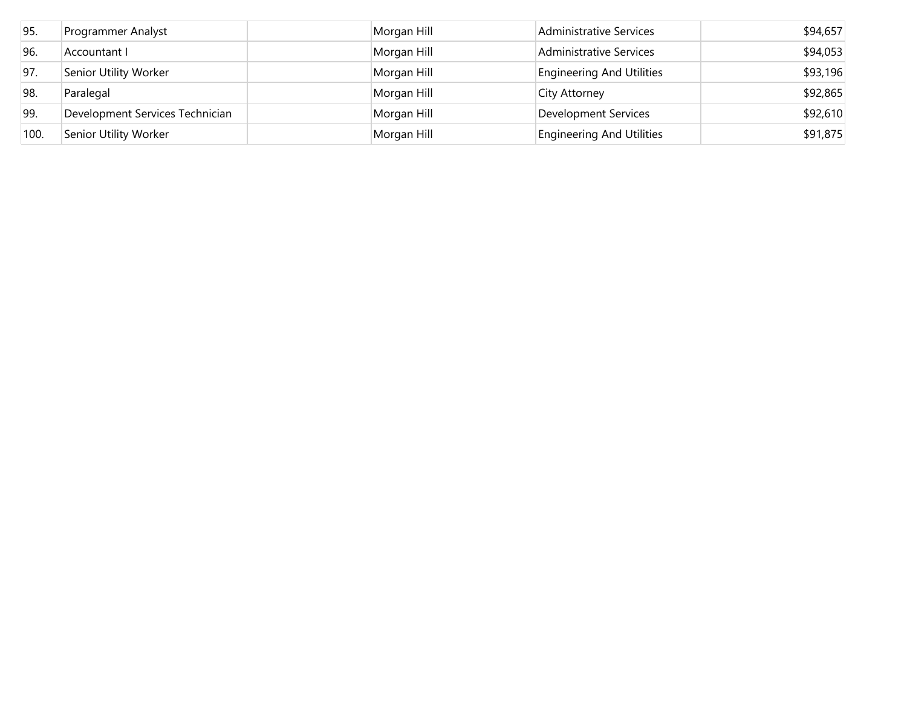| | | | | | |
|---|---|---|---|---|---|
| 95. | Programmer Analyst | | Morgan Hill | Administrative Services | $94,657 |
| 96. | Accountant I | | Morgan Hill | Administrative Services | $94,053 |
| 97. | Senior Utility Worker | | Morgan Hill | Engineering And Utilities | $93,196 |
| 98. | Paralegal | | Morgan Hill | City Attorney | $92,865 |
| 99. | Development Services Technician | | Morgan Hill | Development Services | $92,610 |
| 100. | Senior Utility Worker | | Morgan Hill | Engineering And Utilities | $91,875 |